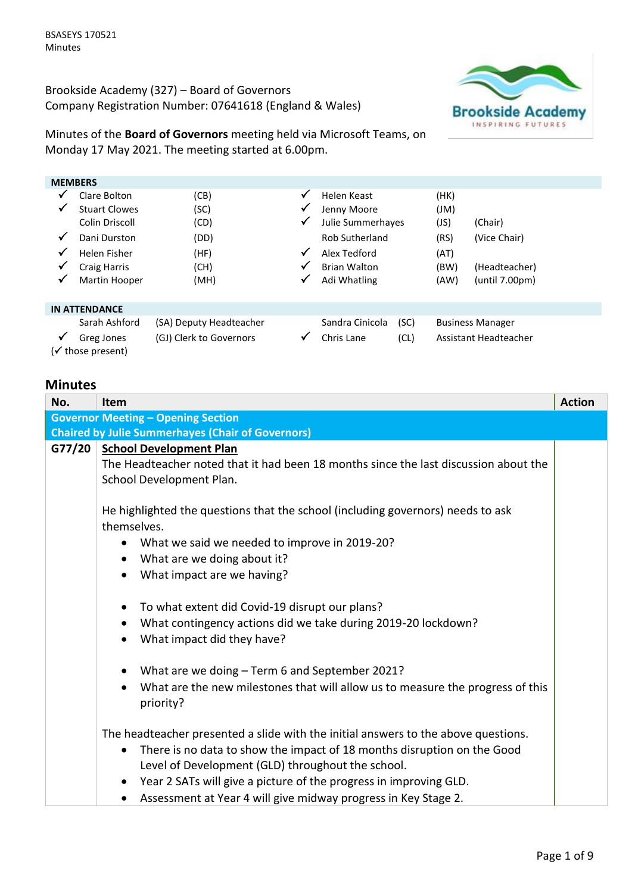BSASEYS 170521
Minutes

Brookside Academy (327) – Board of Governors
Company Registration Number: 07641618 (England & Wales)

Minutes of the **Board of Governors** meeting held via Microsoft Teams, on Monday 17 May 2021. The meeting started at 6.00pm.

| MEMBERS | | | | | | | |
|---|---|---|---|---|---|---|---|
| ✓ | Clare Bolton | (CB) | | ✓ | Helen Keast | (HK) | |
| ✓ | Stuart Clowes | (SC) | | ✓ | Jenny Moore | (JM) | |
| | Colin Driscoll | (CD) | | ✓ | Julie Summerhayes | (JS) | (Chair) |
| ✓ | Dani Durston | (DD) | | | Rob Sutherland | (RS) | (Vice Chair) |
| ✓ | Helen Fisher | (HF) | | ✓ | Alex Tedford | (AT) | |
| ✓ | Craig Harris | (CH) | | ✓ | Brian Walton | (BW) | (Headteacher) |
| ✓ | Martin Hooper | (MH) | | ✓ | Adi Whatling | (AW) | (until 7.00pm) |

| IN ATTENDANCE | | | | | | |
|---|---|---|---|---|---|---|
| | Sarah Ashford | (SA) Deputy Headteacher | | Sandra Cinicola | (SC) | Business Manager |
| ✓ | Greg Jones | (GJ) Clerk to Governors | ✓ | Chris Lane | (CL) | Assistant Headteacher |

(✓ those present)

## Minutes

| No. | Item | Action |
|---|---|---|
| | **Governor Meeting – Opening Section**<br>**Chaired by Julie Summerhayes (Chair of Governors)** | |
| G77/20 | **School Development Plan**<br>The Headteacher noted that it had been 18 months since the last discussion about the School Development Plan.<br><br>He highlighted the questions that the school (including governors) needs to ask themselves.<br>• What we said we needed to improve in 2019-20?<br>• What are we doing about it?<br>• What impact are we having?<br><br>• To what extent did Covid-19 disrupt our plans?<br>• What contingency actions did we take during 2019-20 lockdown?<br>• What impact did they have?<br><br>• What are we doing – Term 6 and September 2021?<br>• What are the new milestones that will allow us to measure the progress of this priority?<br><br>The headteacher presented a slide with the initial answers to the above questions.<br>• There is no data to show the impact of 18 months disruption on the Good Level of Development (GLD) throughout the school.<br>• Year 2 SATs will give a picture of the progress in improving GLD.<br>• Assessment at Year 4 will give midway progress in Key Stage 2. | |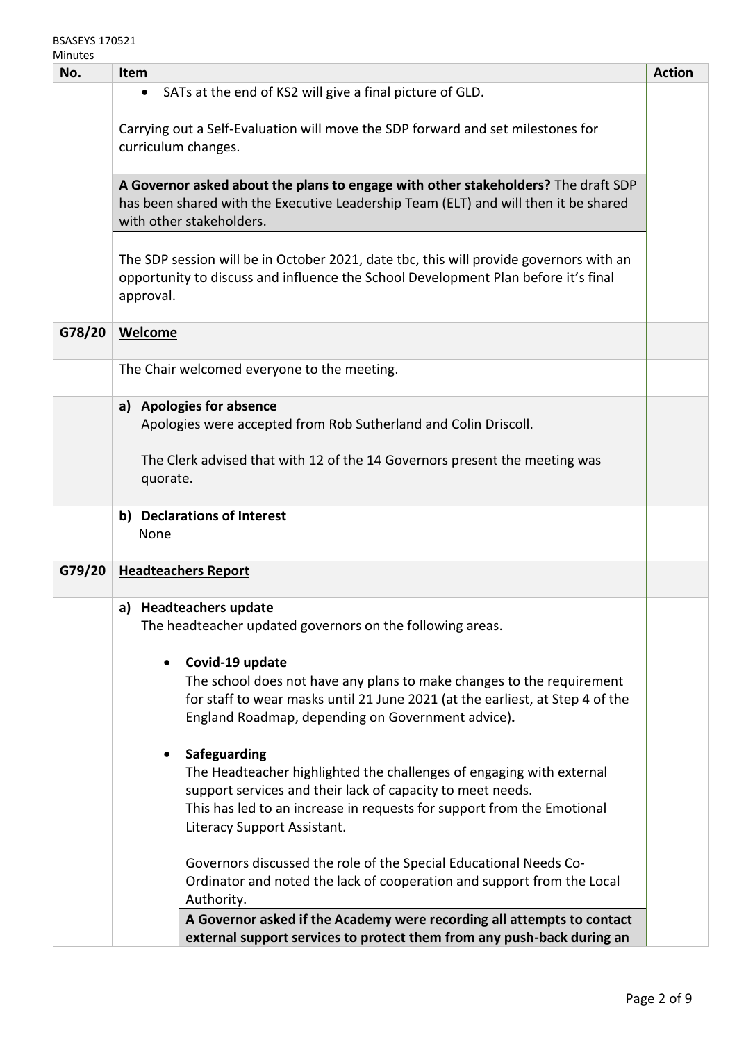| No. | Item | Action |
|---|---|---|
| | • SATs at the end of KS2 will give a final picture of GLD.<br><br>Carrying out a Self-Evaluation will move the SDP forward and set milestones for curriculum changes.<br><br>**A Governor asked about the plans to engage with other stakeholders?** The draft SDP has been shared with the Executive Leadership Team (ELT) and will then it be shared with other stakeholders.<br><br>The SDP session will be in October 2021, date tbc, this will provide governors with an opportunity to discuss and influence the School Development Plan before it's final approval. | |
| G78/20 | **Welcome** | |
| | The Chair welcomed everyone to the meeting. | |
| | **a) Apologies for absence**<br>Apologies were accepted from Rob Sutherland and Colin Driscoll.<br><br>The Clerk advised that with 12 of the 14 Governors present the meeting was quorate. | |
| | **b) Declarations of Interest**<br>None | |
| G79/20 | **Headteachers Report** | |
| | **a) Headteachers update**<br>The headteacher updated governors on the following areas.<br><br>• **Covid-19 update**<br>The school does not have any plans to make changes to the requirement for staff to wear masks until 21 June 2021 (at the earliest, at Step 4 of the England Roadmap, depending on Government advice).<br><br>• **Safeguarding**<br>The Headteacher highlighted the challenges of engaging with external support services and their lack of capacity to meet needs.<br>This has led to an increase in requests for support from the Emotional Literacy Support Assistant.<br><br>Governors discussed the role of the Special Educational Needs Co-Ordinator and noted the lack of cooperation and support from the Local Authority.<br>**A Governor asked if the Academy were recording all attempts to contact external support services to protect them from any push-back during an** | |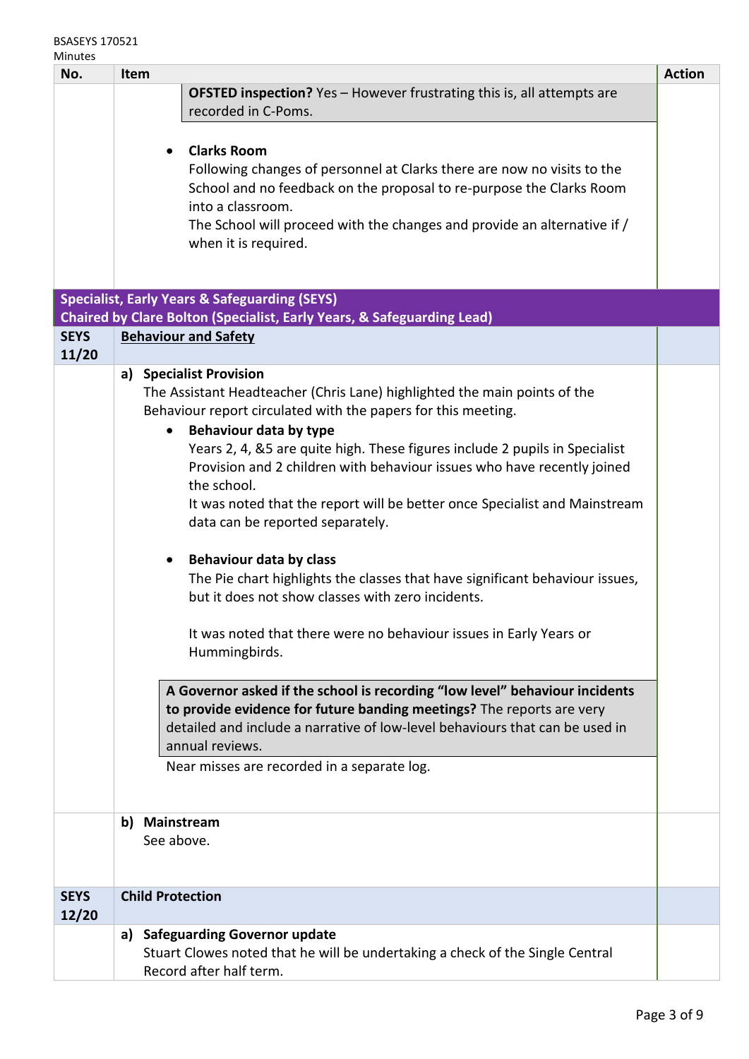BSASEYS 170521
Minutes

| No. | Item | Action |
|---|---|---|
| | **OFSTED inspection?** Yes – However frustrating this is, all attempts are recorded in C-Poms.<br><br>• **Clarks Room**<br>Following changes of personnel at Clarks there are now no visits to the School and no feedback on the proposal to re-purpose the Clarks Room into a classroom.<br>The School will proceed with the changes and provide an alternative if / when it is required. | |
| **Specialist, Early Years & Safeguarding (SEYS)**<br>**Chaired by Clare Bolton (Specialist, Early Years, & Safeguarding Lead)** | | |
| **SEYS 11/20** | **Behaviour and Safety** | |
| | **a) Specialist Provision**<br>The Assistant Headteacher (Chris Lane) highlighted the main points of the Behaviour report circulated with the papers for this meeting.<br>• **Behaviour data by type**<br>Years 2, 4, &5 are quite high. These figures include 2 pupils in Specialist Provision and 2 children with behaviour issues who have recently joined the school.<br>It was noted that the report will be better once Specialist and Mainstream data can be reported separately.<br><br>• **Behaviour data by class**<br>The Pie chart highlights the classes that have significant behaviour issues, but it does not show classes with zero incidents.<br><br>It was noted that there were no behaviour issues in Early Years or Hummingbirds.<br><br>**A Governor asked if the school is recording "low level" behaviour incidents to provide evidence for future banding meetings?** The reports are very detailed and include a narrative of low-level behaviours that can be used in annual reviews.<br>Near misses are recorded in a separate log. | |
| | **b) Mainstream**<br>See above. | |
| **SEYS 12/20** | **Child Protection** | |
| | **a) Safeguarding Governor update**<br>Stuart Clowes noted that he will be undertaking a check of the Single Central Record after half term. | |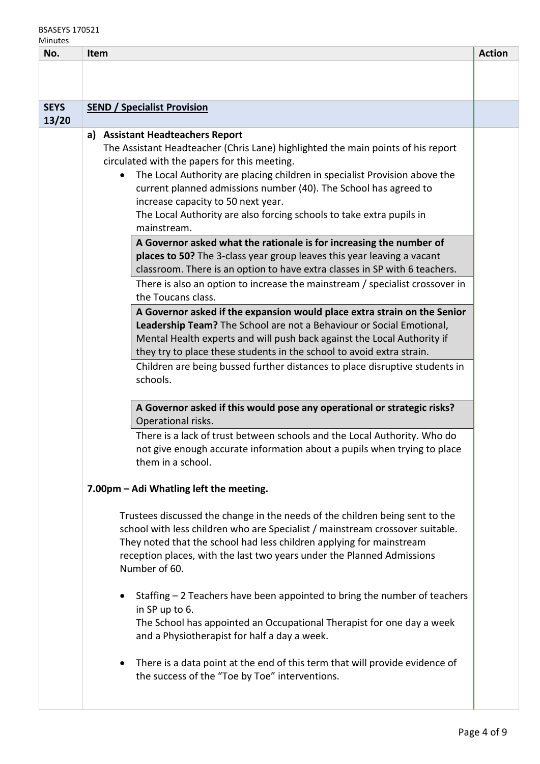| No. | Item | Action |
|---|---|---|
| **SEYS 13/20** | **SEND / Specialist Provision** | |

**a) Assistant Headteachers Report**

The Assistant Headteacher (Chris Lane) highlighted the main points of his report circulated with the papers for this meeting.

- The Local Authority are placing children in specialist Provision above the current planned admissions number (40). The School has agreed to increase capacity to 50 next year.
  The Local Authority are also forcing schools to take extra pupils in mainstream.

  **A Governor asked what the rationale is for increasing the number of places to 50?** The 3-class year group leaves this year leaving a vacant classroom. There is an option to have extra classes in SP with 6 teachers.

  There is also an option to increase the mainstream / specialist crossover in the Toucans class.

  **A Governor asked if the expansion would place extra strain on the Senior Leadership Team?** The School are not a Behaviour or Social Emotional, Mental Health experts and will push back against the Local Authority if they try to place these students in the school to avoid extra strain.

  Children are being bussed further distances to place disruptive students in schools.

  **A Governor asked if this would pose any operational or strategic risks?** Operational risks.

  There is a lack of trust between schools and the Local Authority. Who do not give enough accurate information about a pupils when trying to place them in a school.

**7.00pm – Adi Whatling left the meeting.**

Trustees discussed the change in the needs of the children being sent to the school with less children who are Specialist / mainstream crossover suitable. They noted that the school had less children applying for mainstream reception places, with the last two years under the Planned Admissions Number of 60.

- Staffing – 2 Teachers have been appointed to bring the number of teachers in SP up to 6.
  The School has appointed an Occupational Therapist for one day a week and a Physiotherapist for half a day a week.

- There is a data point at the end of this term that will provide evidence of the success of the "Toe by Toe" interventions.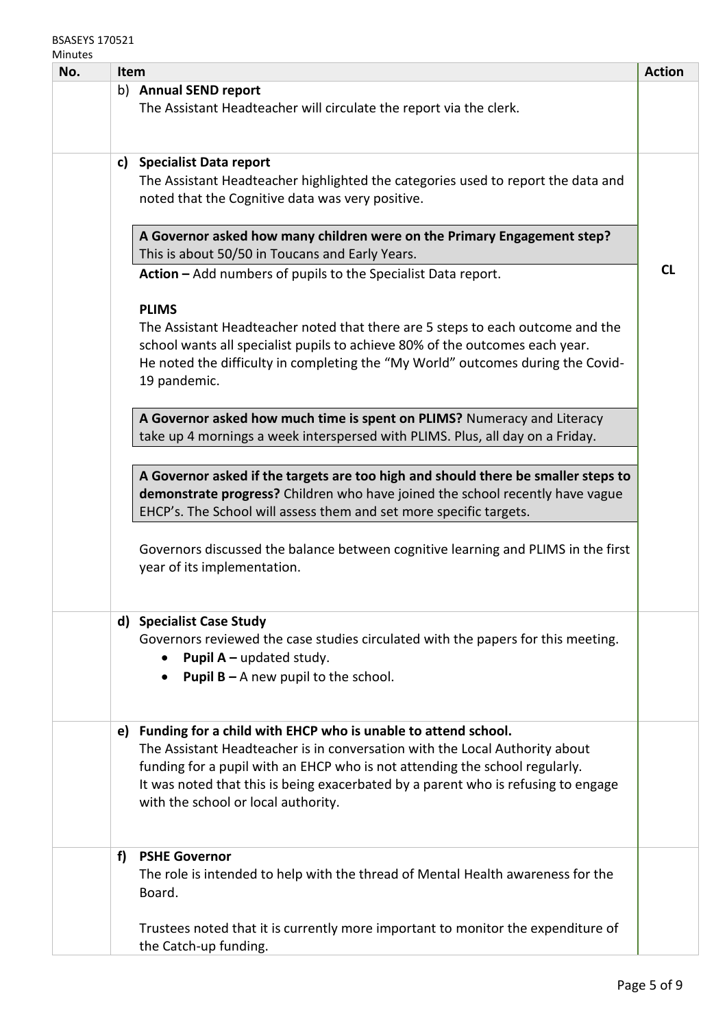| No. | Item | Action |
|---|---|---|
| | b) **Annual SEND report**<br>The Assistant Headteacher will circulate the report via the clerk. | |
| | c) **Specialist Data report**<br>The Assistant Headteacher highlighted the categories used to report the data and noted that the Cognitive data was very positive.<br><br>**A Governor asked how many children were on the Primary Engagement step?** This is about 50/50 in Toucans and Early Years.<br>**Action –** Add numbers of pupils to the Specialist Data report.<br><br>**PLIMS**<br>The Assistant Headteacher noted that there are 5 steps to each outcome and the school wants all specialist pupils to achieve 80% of the outcomes each year.<br>He noted the difficulty in completing the "My World" outcomes during the Covid-19 pandemic.<br><br>**A Governor asked how much time is spent on PLIMS?** Numeracy and Literacy take up 4 mornings a week interspersed with PLIMS. Plus, all day on a Friday.<br><br>**A Governor asked if the targets are too high and should there be smaller steps to demonstrate progress?** Children who have joined the school recently have vague EHCP's. The School will assess them and set more specific targets.<br><br>Governors discussed the balance between cognitive learning and PLIMS in the first year of its implementation. | **CL** |
| | d) **Specialist Case Study**<br>Governors reviewed the case studies circulated with the papers for this meeting.<br>• **Pupil A –** updated study.<br>• **Pupil B –** A new pupil to the school. | |
| | e) **Funding for a child with EHCP who is unable to attend school.**<br>The Assistant Headteacher is in conversation with the Local Authority about funding for a pupil with an EHCP who is not attending the school regularly.<br>It was noted that this is being exacerbated by a parent who is refusing to engage with the school or local authority. | |
| | f) **PSHE Governor**<br>The role is intended to help with the thread of Mental Health awareness for the Board.<br><br>Trustees noted that it is currently more important to monitor the expenditure of the Catch-up funding. | |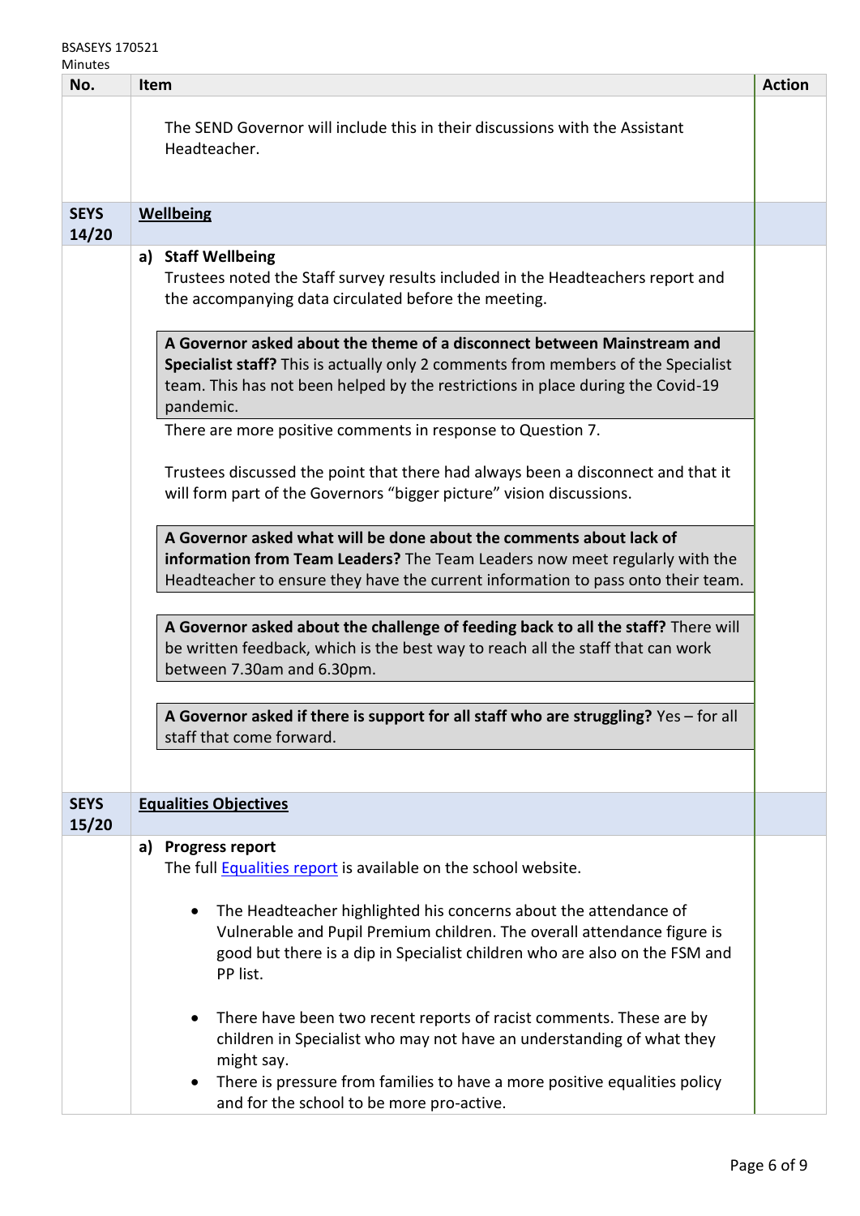| No. | Item | Action |
|---|---|---|
| | The SEND Governor will include this in their discussions with the Assistant Headteacher. | |
| **SEYS 14/20** | **<u>Wellbeing</u>** | |
| | **a) Staff Wellbeing**<br>Trustees noted the Staff survey results included in the Headteachers report and the accompanying data circulated before the meeting.<br><br>**A Governor asked about the theme of a disconnect between Mainstream and Specialist staff?** This is actually only 2 comments from members of the Specialist team. This has not been helped by the restrictions in place during the Covid-19 pandemic.<br>There are more positive comments in response to Question 7.<br><br>Trustees discussed the point that there had always been a disconnect and that it will form part of the Governors "bigger picture" vision discussions.<br><br>**A Governor asked what will be done about the comments about lack of information from Team Leaders?** The Team Leaders now meet regularly with the Headteacher to ensure they have the current information to pass onto their team.<br><br>**A Governor asked about the challenge of feeding back to all the staff?** There will be written feedback, which is the best way to reach all the staff that can work between 7.30am and 6.30pm.<br><br>**A Governor asked if there is support for all staff who are struggling?** Yes – for all staff that come forward. | |
| **SEYS 15/20** | **<u>Equalities Objectives</u>** | |
| | **a) Progress report**<br>The full [Equalities report] is available on the school website.<br><br>• The Headteacher highlighted his concerns about the attendance of Vulnerable and Pupil Premium children. The overall attendance figure is good but there is a dip in Specialist children who are also on the FSM and PP list.<br><br>• There have been two recent reports of racist comments. These are by children in Specialist who may not have an understanding of what they might say.<br>• There is pressure from families to have a more positive equalities policy and for the school to be more pro-active. | |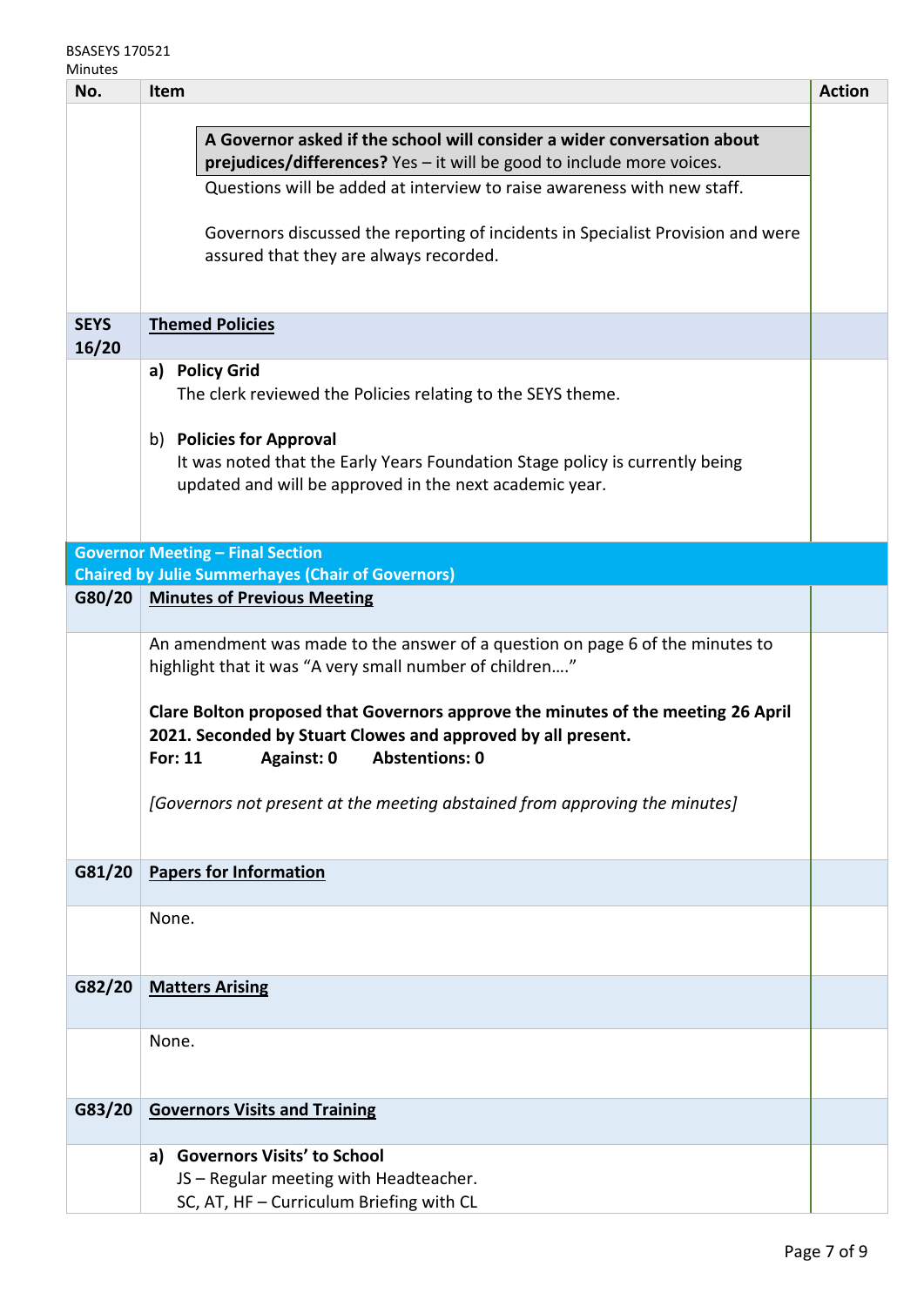| No. | Item | Action |
|---|---|---|
| | **A Governor asked if the school will consider a wider conversation about prejudices/differences?** Yes – it will be good to include more voices.<br>Questions will be added at interview to raise awareness with new staff.<br><br>Governors discussed the reporting of incidents in Specialist Provision and were assured that they are always recorded. | |
| **SEYS 16/20** | **Themed Policies** | |
| | **a) Policy Grid**<br>The clerk reviewed the Policies relating to the SEYS theme.<br><br>b) **Policies for Approval**<br>It was noted that the Early Years Foundation Stage policy is currently being updated and will be approved in the next academic year. | |
| **Governor Meeting – Final Section**<br>**Chaired by Julie Summerhayes (Chair of Governors)** | | |
| **G80/20** | **Minutes of Previous Meeting** | |
| | An amendment was made to the answer of a question on page 6 of the minutes to highlight that it was "A very small number of children…."<br><br>**Clare Bolton proposed that Governors approve the minutes of the meeting 26 April 2021. Seconded by Stuart Clowes and approved by all present.**<br>**For: 11 Against: 0 Abstentions: 0**<br><br>*[Governors not present at the meeting abstained from approving the minutes]* | |
| **G81/20** | **Papers for Information** | |
| | None. | |
| **G82/20** | **Matters Arising** | |
| | None. | |
| **G83/20** | **Governors Visits and Training** | |
| | **a) Governors Visits' to School**<br>JS – Regular meeting with Headteacher.<br>SC, AT, HF – Curriculum Briefing with CL | |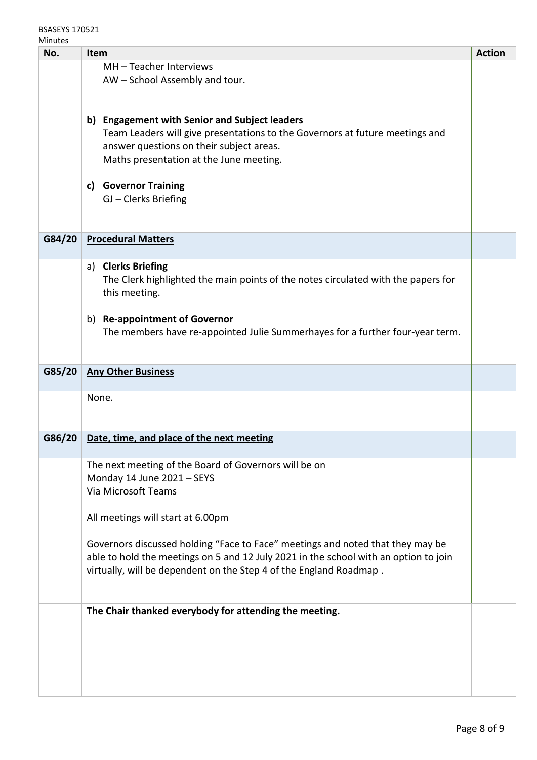| No. | Item | Action |
|---|---|---|
| | MH – Teacher Interviews<br>AW – School Assembly and tour.<br><br>**b) Engagement with Senior and Subject leaders**<br>Team Leaders will give presentations to the Governors at future meetings and answer questions on their subject areas.<br>Maths presentation at the June meeting.<br><br>**c) Governor Training**<br>GJ – Clerks Briefing | |
| **G84/20** | **<u>Procedural Matters</u>** | |
| | a) **Clerks Briefing**<br>The Clerk highlighted the main points of the notes circulated with the papers for this meeting.<br><br>b) **Re-appointment of Governor**<br>The members have re-appointed Julie Summerhayes for a further four-year term. | |
| **G85/20** | **<u>Any Other Business</u>** | |
| | None. | |
| **G86/20** | **<u>Date, time, and place of the next meeting</u>** | |
| | The next meeting of the Board of Governors will be on<br>Monday 14 June 2021 – SEYS<br>Via Microsoft Teams<br><br>All meetings will start at 6.00pm<br><br>Governors discussed holding "Face to Face" meetings and noted that they may be able to hold the meetings on 5 and 12 July 2021 in the school with an option to join virtually, will be dependent on the Step 4 of the England Roadmap . | |
| | **The Chair thanked everybody for attending the meeting.** | |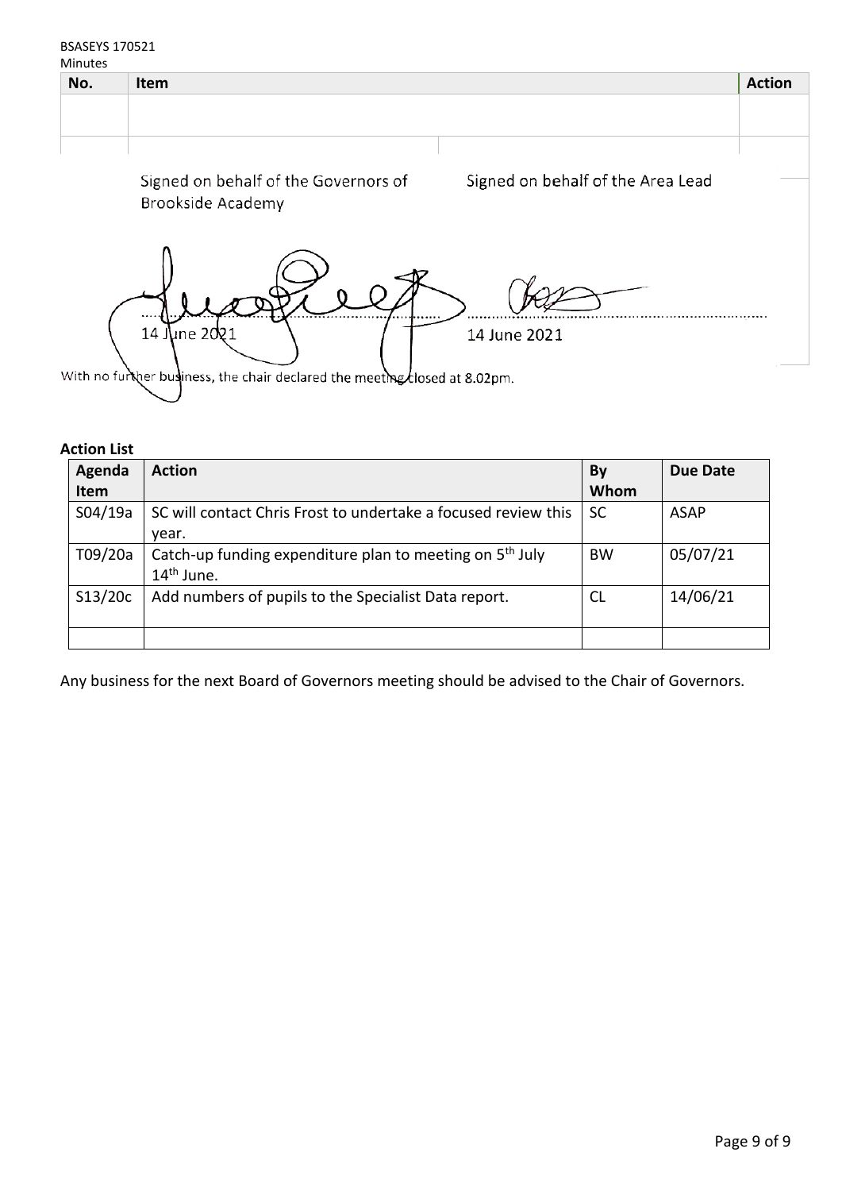| No. | Item | Action |
| --- | --- | --- |
| | | |
| | | |

| Signed on behalf of the Governors of Brookside Academy | Signed on behalf of the Area Lead |
| --- | --- |
| 14 June 2021 | 14 June 2021 |

With no further business, the chair declared the meeting closed at 8.02pm.

**Action List**

| Agenda Item | Action | By Whom | Due Date |
| --- | --- | --- | --- |
| S04/19a | SC will contact Chris Frost to undertake a focused review this year. | SC | ASAP |
| T09/20a | Catch-up funding expenditure plan to meeting on 5th July 14th June. | BW | 05/07/21 |
| S13/20c | Add numbers of pupils to the Specialist Data report. | CL | 14/06/21 |
| | | | |

Any business for the next Board of Governors meeting should be advised to the Chair of Governors.